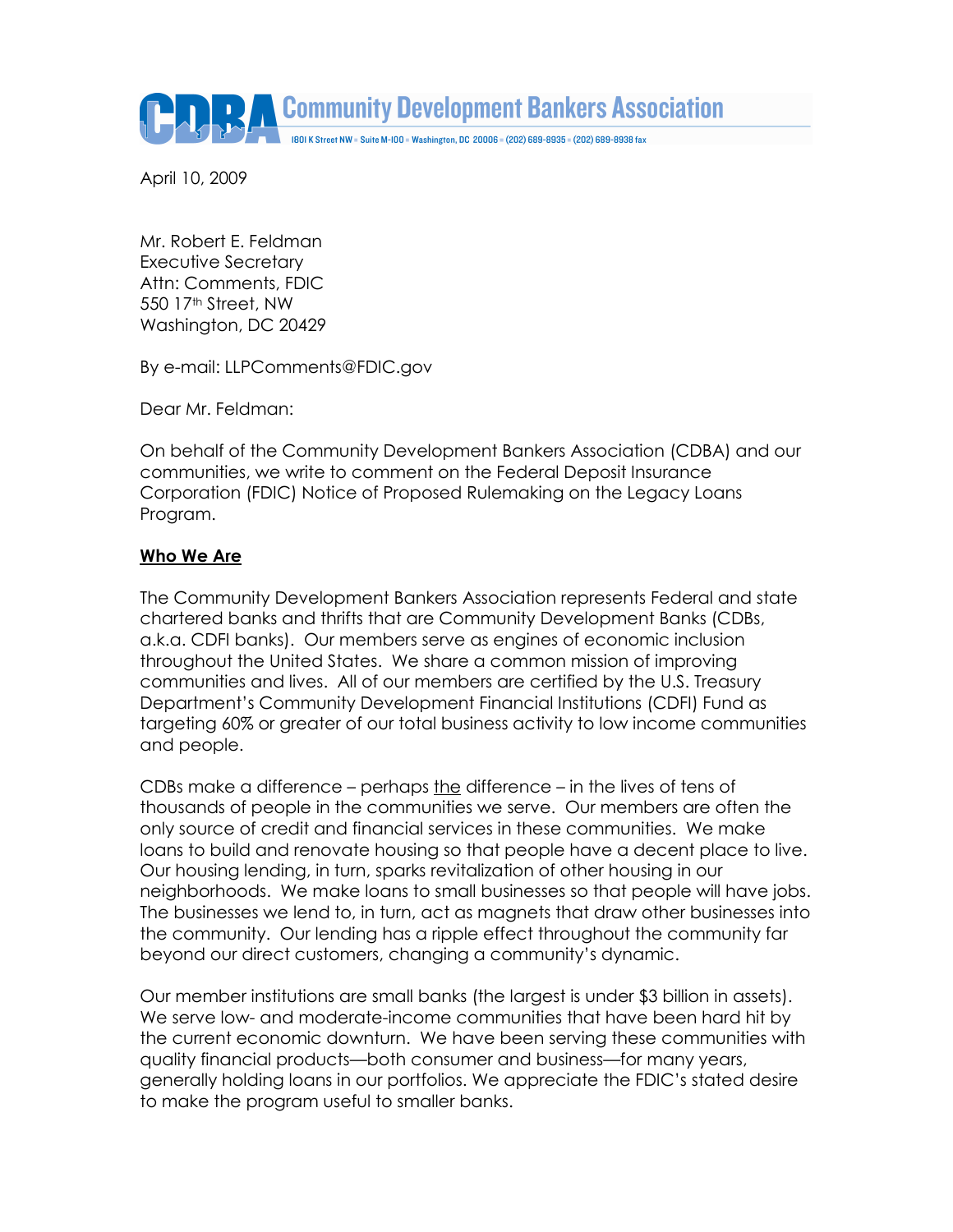**Community Development Bankers Association**

1801 K Street NW • Suite M-100 • Washington, DC 20006 • (202) 689-8935 • (202) 689-8938 fax

April 10, 2009

Mr. Robert E. Feldman
Executive Secretary
Attn: Comments, FDIC
550 17th Street, NW
Washington, DC 20429

By e-mail: LLPComments@FDIC.gov

Dear Mr. Feldman:

On behalf of the Community Development Bankers Association (CDBA) and our communities, we write to comment on the Federal Deposit Insurance Corporation (FDIC) Notice of Proposed Rulemaking on the Legacy Loans Program.

**Who We Are**

The Community Development Bankers Association represents Federal and state chartered banks and thrifts that are Community Development Banks (CDBs, a.k.a. CDFI banks). Our members serve as engines of economic inclusion throughout the United States. We share a common mission of improving communities and lives. All of our members are certified by the U.S. Treasury Department's Community Development Financial Institutions (CDFI) Fund as targeting 60% or greater of our total business activity to low income communities and people.

CDBs make a difference – perhaps the difference – in the lives of tens of thousands of people in the communities we serve. Our members are often the only source of credit and financial services in these communities. We make loans to build and renovate housing so that people have a decent place to live. Our housing lending, in turn, sparks revitalization of other housing in our neighborhoods. We make loans to small businesses so that people will have jobs. The businesses we lend to, in turn, act as magnets that draw other businesses into the community. Our lending has a ripple effect throughout the community far beyond our direct customers, changing a community's dynamic.

Our member institutions are small banks (the largest is under $3 billion in assets). We serve low- and moderate-income communities that have been hard hit by the current economic downturn. We have been serving these communities with quality financial products—both consumer and business—for many years, generally holding loans in our portfolios. We appreciate the FDIC's stated desire to make the program useful to smaller banks.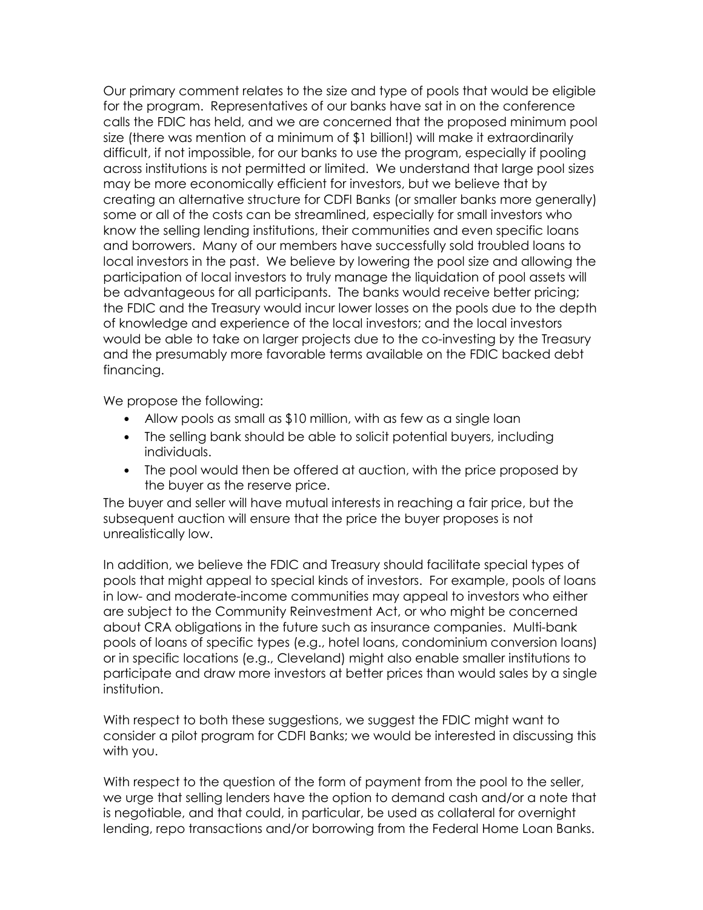Our primary comment relates to the size and type of pools that would be eligible for the program. Representatives of our banks have sat in on the conference calls the FDIC has held, and we are concerned that the proposed minimum pool size (there was mention of a minimum of $1 billion!) will make it extraordinarily difficult, if not impossible, for our banks to use the program, especially if pooling across institutions is not permitted or limited. We understand that large pool sizes may be more economically efficient for investors, but we believe that by creating an alternative structure for CDFI Banks (or smaller banks more generally) some or all of the costs can be streamlined, especially for small investors who know the selling lending institutions, their communities and even specific loans and borrowers. Many of our members have successfully sold troubled loans to local investors in the past. We believe by lowering the pool size and allowing the participation of local investors to truly manage the liquidation of pool assets will be advantageous for all participants. The banks would receive better pricing; the FDIC and the Treasury would incur lower losses on the pools due to the depth of knowledge and experience of the local investors; and the local investors would be able to take on larger projects due to the co-investing by the Treasury and the presumably more favorable terms available on the FDIC backed debt financing.

We propose the following:

- Allow pools as small as $10 million, with as few as a single loan
- The selling bank should be able to solicit potential buyers, including individuals.
- The pool would then be offered at auction, with the price proposed by the buyer as the reserve price.

The buyer and seller will have mutual interests in reaching a fair price, but the subsequent auction will ensure that the price the buyer proposes is not unrealistically low.

In addition, we believe the FDIC and Treasury should facilitate special types of pools that might appeal to special kinds of investors. For example, pools of loans in low- and moderate-income communities may appeal to investors who either are subject to the Community Reinvestment Act, or who might be concerned about CRA obligations in the future such as insurance companies. Multi-bank pools of loans of specific types (e.g., hotel loans, condominium conversion loans) or in specific locations (e.g., Cleveland) might also enable smaller institutions to participate and draw more investors at better prices than would sales by a single institution.

With respect to both these suggestions, we suggest the FDIC might want to consider a pilot program for CDFI Banks; we would be interested in discussing this with you.

With respect to the question of the form of payment from the pool to the seller, we urge that selling lenders have the option to demand cash and/or a note that is negotiable, and that could, in particular, be used as collateral for overnight lending, repo transactions and/or borrowing from the Federal Home Loan Banks.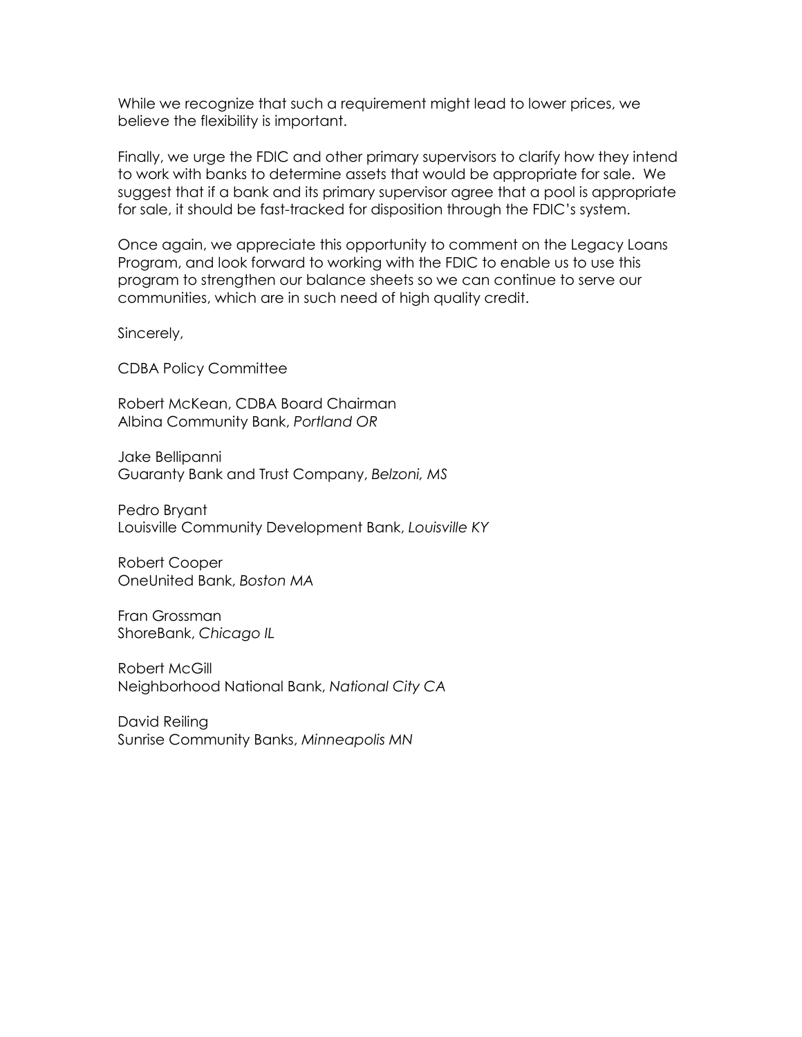While we recognize that such a requirement might lead to lower prices, we believe the flexibility is important.

Finally, we urge the FDIC and other primary supervisors to clarify how they intend to work with banks to determine assets that would be appropriate for sale. We suggest that if a bank and its primary supervisor agree that a pool is appropriate for sale, it should be fast-tracked for disposition through the FDIC's system.

Once again, we appreciate this opportunity to comment on the Legacy Loans Program, and look forward to working with the FDIC to enable us to use this program to strengthen our balance sheets so we can continue to serve our communities, which are in such need of high quality credit.

Sincerely,

CDBA Policy Committee

Robert McKean, CDBA Board Chairman
Albina Community Bank, *Portland OR*

Jake Bellipanni
Guaranty Bank and Trust Company, *Belzoni, MS*

Pedro Bryant
Louisville Community Development Bank, *Louisville KY*

Robert Cooper
OneUnited Bank, *Boston MA*

Fran Grossman
ShoreBank, *Chicago IL*

Robert McGill
Neighborhood National Bank, *National City CA*

David Reiling
Sunrise Community Banks, *Minneapolis MN*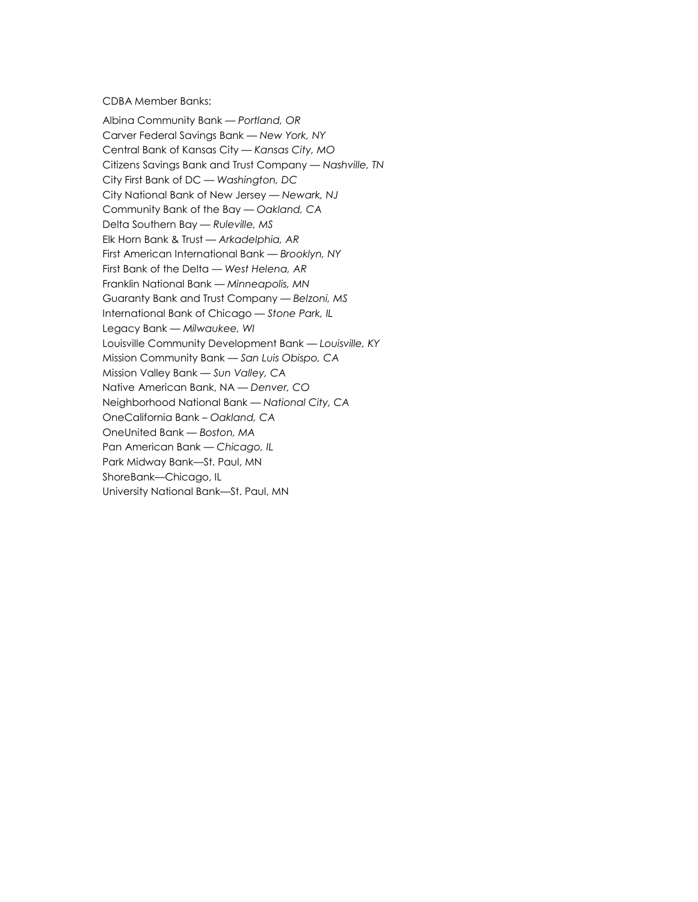CDBA Member Banks:

Albina Community Bank — *Portland, OR*
Carver Federal Savings Bank — *New York, NY*
Central Bank of Kansas City — *Kansas City, MO*
Citizens Savings Bank and Trust Company — *Nashville, TN*
City First Bank of DC — *Washington, DC*
City National Bank of New Jersey — *Newark, NJ*
Community Bank of the Bay — *Oakland, CA*
Delta Southern Bay — *Ruleville, MS*
Elk Horn Bank & Trust — *Arkadelphia, AR*
First American International Bank — *Brooklyn, NY*
First Bank of the Delta — *West Helena, AR*
Franklin National Bank — *Minneapolis, MN*
Guaranty Bank and Trust Company — *Belzoni, MS*
International Bank of Chicago — *Stone Park, IL*
Legacy Bank — *Milwaukee, WI*
Louisville Community Development Bank — *Louisville, KY*
Mission Community Bank — *San Luis Obispo, CA*
Mission Valley Bank — *Sun Valley, CA*
Native American Bank, NA — *Denver, CO*
Neighborhood National Bank — *National City, CA*
OneCalifornia Bank – *Oakland, CA*
OneUnited Bank — *Boston, MA*
Pan American Bank — *Chicago, IL*
Park Midway Bank—St. Paul, MN
ShoreBank—Chicago, IL
University National Bank—St. Paul, MN